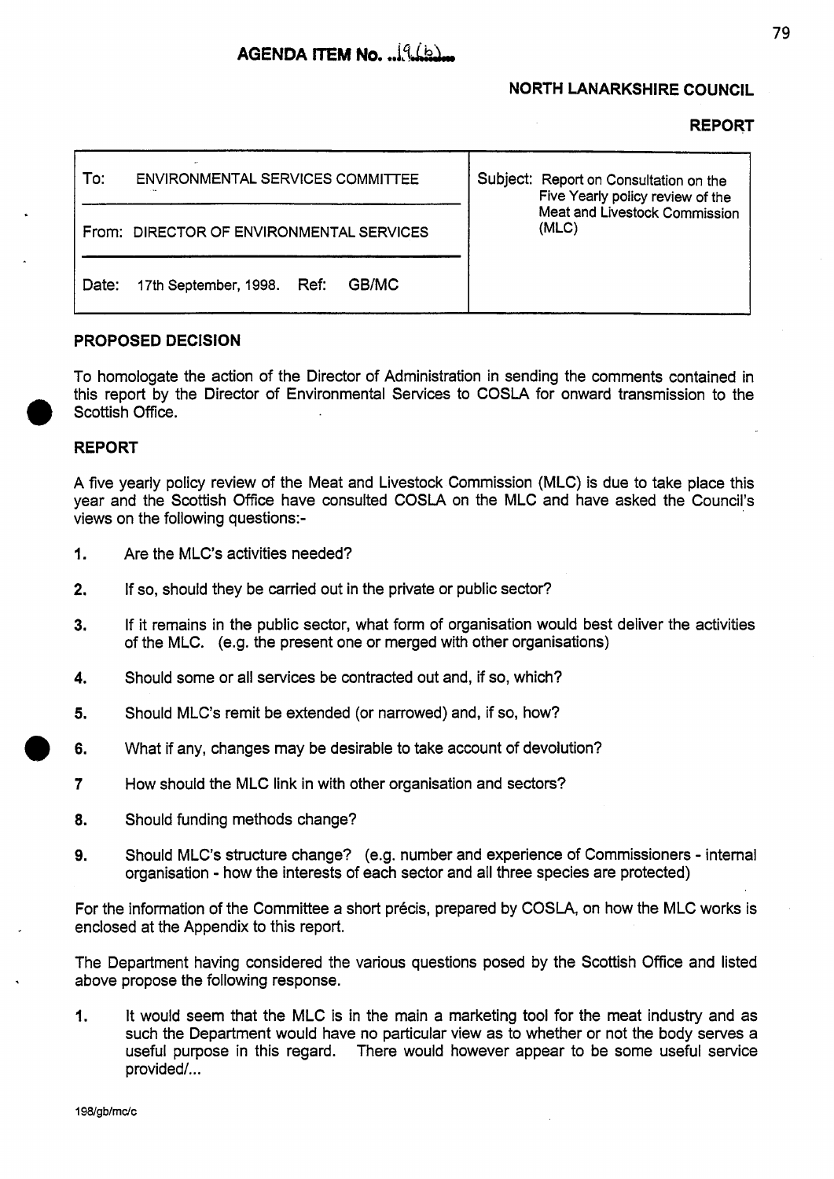**AGENDA ITEM No. ..19(b)..**

**NORTH LANARKSHIRE COUNCIL**

**REPORT**

| To: ENVIRONMENTAL SERVICES COMMITTEE | Subject: Report on Consultation on the Five Yearly policy review of the Meat and Livestock Commission (MLC) |
|---|---|
| From: DIRECTOR OF ENVIRONMENTAL SERVICES | |
| Date: 17th September, 1998. Ref: GB/MC | |

## PROPOSED DECISION

To homologate the action of the Director of Administration in sending the comments contained in this report by the Director of Environmental Services to COSLA for onward transmission to the Scottish Office.

## REPORT

A five yearly policy review of the Meat and Livestock Commission (MLC) is due to take place this year and the Scottish Office have consulted COSLA on the MLC and have asked the Council's views on the following questions:-

1. Are the MLC's activities needed?
2. If so, should they be carried out in the private or public sector?
3. If it remains in the public sector, what form of organisation would best deliver the activities of the MLC. (e.g. the present one or merged with other organisations)
4. Should some or all services be contracted out and, if so, which?
5. Should MLC's remit be extended (or narrowed) and, if so, how?
6. What if any, changes may be desirable to take account of devolution?
7. How should the MLC link in with other organisation and sectors?
8. Should funding methods change?
9. Should MLC's structure change? (e.g. number and experience of Commissioners - internal organisation - how the interests of each sector and all three species are protected)

For the information of the Committee a short précis, prepared by COSLA, on how the MLC works is enclosed at the Appendix to this report.

The Department having considered the various questions posed by the Scottish Office and listed above propose the following response.

1. It would seem that the MLC is in the main a marketing tool for the meat industry and as such the Department would have no particular view as to whether or not the body serves a useful purpose in this regard. There would however appear to be some useful service provided/...

198/gb/mc/c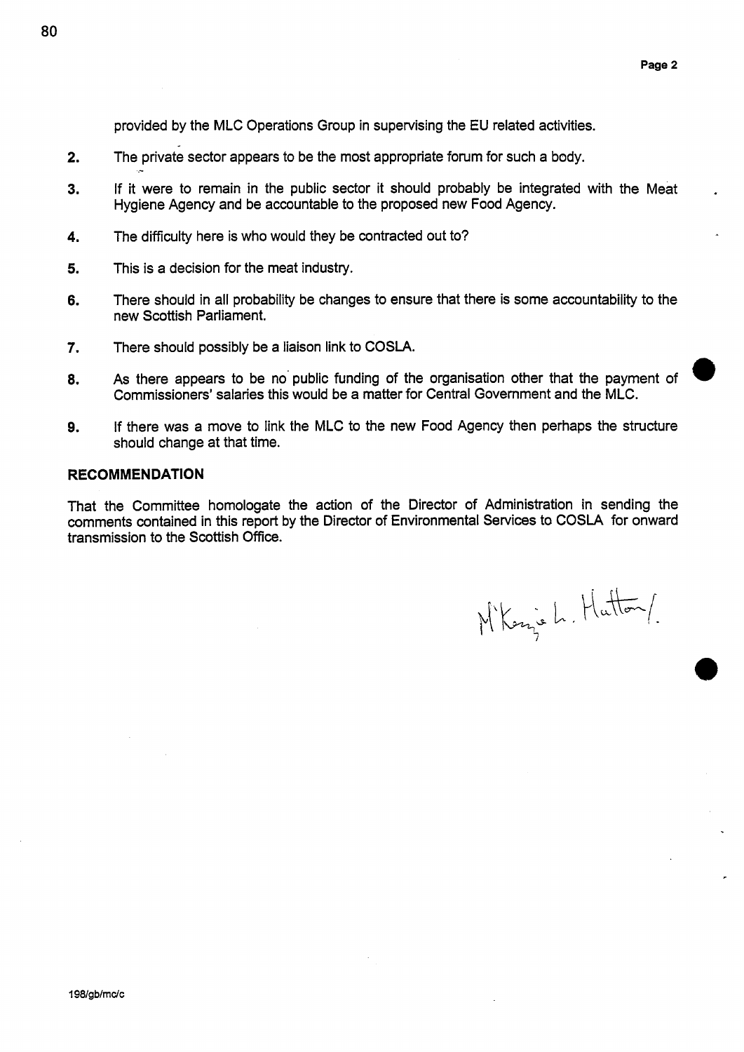provided by the MLC Operations Group in supervising the EU related activities.

2. The private sector appears to be the most appropriate forum for such a body.

3. If it were to remain in the public sector it should probably be integrated with the Meat Hygiene Agency and be accountable to the proposed new Food Agency.

4. The difficulty here is who would they be contracted out to?

5. This is a decision for the meat industry.

6. There should in all probability be changes to ensure that there is some accountability to the new Scottish Parliament.

7. There should possibly be a liaison link to COSLA.

8. As there appears to be no public funding of the organisation other that the payment of Commissioners' salaries this would be a matter for Central Government and the MLC.

9. If there was a move to link the MLC to the new Food Agency then perhaps the structure should change at that time.

**RECOMMENDATION**

That the Committee homologate the action of the Director of Administration in sending the comments contained in this report by the Director of Environmental Services to COSLA for onward transmission to the Scottish Office.

M'Kenzie L. Hatton/.

198/gb/mc/c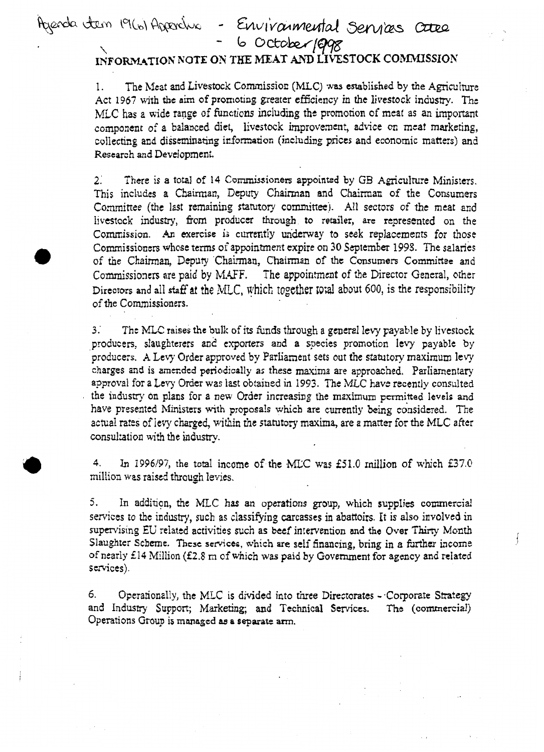Agenda item 19(b) Appendix - Environmental Services Cttee - 6 October 1998

# INFORMATION NOTE ON THE MEAT AND LIVESTOCK COMMISSION

1. The Meat and Livestock Commission (MLC) was established by the Agriculture Act 1967 with the aim of promoting greater efficiency in the livestock industry. The MLC has a wide range of functions including the promotion of meat as an important component of a balanced diet, livestock improvement, advice on meat marketing, collecting and disseminating information (including prices and economic matters) and Research and Development.

2. There is a total of 14 Commissioners appointed by GB Agriculture Ministers. This includes a Chairman, Deputy Chairman and Chairman of the Consumers Committee (the last remaining statutory committee). All sectors of the meat and livestock industry, from producer through to retailer, are represented on the Commission. An exercise is currently underway to seek replacements for those Commissioners whose terms of appointment expire on 30 September 1998. The salaries of the Chairman, Deputy Chairman, Chairman of the Consumers Committee and Commissioners are paid by MAFF. The appointment of the Director General, other Directors and all staff at the MLC, which together total about 600, is the responsibility of the Commissioners.

3. The MLC raises the bulk of its funds through a general levy payable by livestock producers, slaughterers and exporters and a species promotion levy payable by producers. A Levy Order approved by Parliament sets out the statutory maximum levy charges and is amended periodically as these maxima are approached. Parliamentary approval for a Levy Order was last obtained in 1993. The MLC have recently consulted the industry on plans for a new Order increasing the maximum permitted levels and have presented Ministers with proposals which are currently being considered. The actual rates of levy charged, within the statutory maxima, are a matter for the MLC after consultation with the industry.

4. In 1996/97, the total income of the MLC was £51.0 million of which £37.0 million was raised through levies.

5. In addition, the MLC has an operations group, which supplies commercial services to the industry, such as classifying carcasses in abattoirs. It is also involved in supervising EU related activities such as beef intervention and the Over Thirty Month Slaughter Scheme. These services, which are self financing, bring in a further income of nearly £14 Million (£2.8 m of which was paid by Government for agency and related services).

6. Operationally, the MLC is divided into three Directorates - Corporate Strategy and Industry Support; Marketing; and Technical Services. The (commercial) Operations Group is managed as a separate arm.